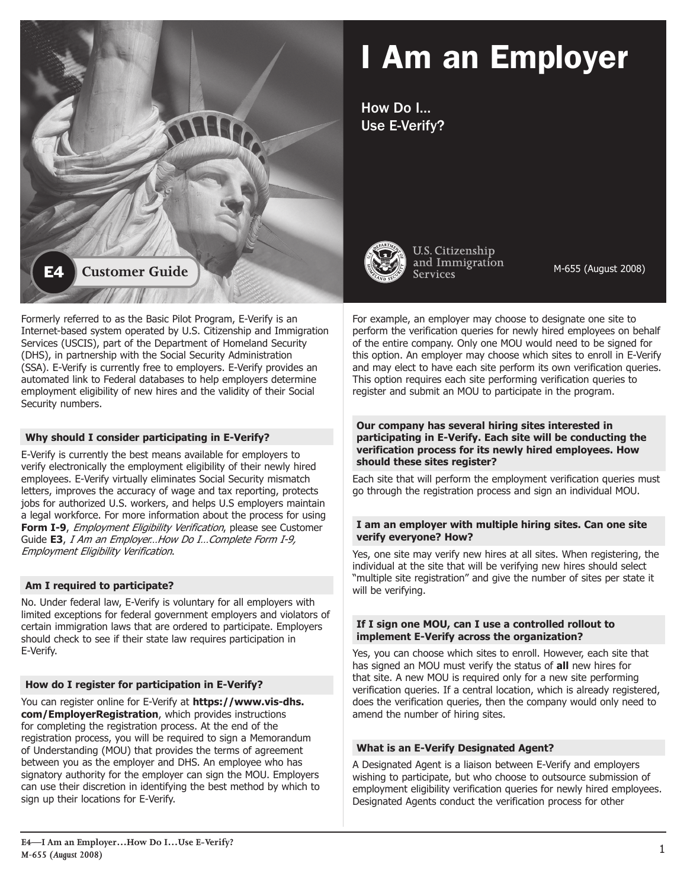# I Am an Employer

## How Do I… Use E-Verify?

**E4** Customer Guide

U.S. Citizenship and Immigration Services

M-655 (August 2008)

Formerly referred to as the Basic Pilot Program, E-Verify is an Internet-based system operated by U.S. Citizenship and Immigration Services (USCIS), part of the Department of Homeland Security (DHS), in partnership with the Social Security Administration (SSA). E-Verify is currently free to employers. E-Verify provides an automated link to Federal databases to help employers determine employment eligibility of new hires and the validity of their Social Security numbers.

### Why should I consider participating in E-Verify?

E-Verify is currently the best means available for employers to verify electronically the employment eligibility of their newly hired employees. E-Verify virtually eliminates Social Security mismatch letters, improves the accuracy of wage and tax reporting, protects jobs for authorized U.S. workers, and helps U.S employers maintain a legal workforce. For more information about the process for using **Form I-9**, *Employment Eligibility Verification*, please see Customer Guide **E3**, *I Am an Employer…How Do I…Complete Form I-9, Employment Eligibility Verification*.

### Am I required to participate?

No. Under federal law, E-Verify is voluntary for all employers with limited exceptions for federal government employers and violators of certain immigration laws that are ordered to participate. Employers should check to see if their state law requires participation in E-Verify.

### How do I register for participation in E-Verify?

You can register online for E-Verify at **https://www.vis-dhs.com/EmployerRegistration**, which provides instructions for completing the registration process. At the end of the registration process, you will be required to sign a Memorandum of Understanding (MOU) that provides the terms of agreement between you as the employer and DHS. An employee who has signatory authority for the employer can sign the MOU. Employers can use their discretion in identifying the best method by which to sign up their locations for E-Verify.

For example, an employer may choose to designate one site to perform the verification queries for newly hired employees on behalf of the entire company. Only one MOU would need to be signed for this option. An employer may choose which sites to enroll in E-Verify and may elect to have each site perform its own verification queries. This option requires each site performing verification queries to register and submit an MOU to participate in the program.

### Our company has several hiring sites interested in participating in E-Verify. Each site will be conducting the verification process for its newly hired employees. How should these sites register?

Each site that will perform the employment verification queries must go through the registration process and sign an individual MOU.

### I am an employer with multiple hiring sites. Can one site verify everyone? How?

Yes, one site may verify new hires at all sites. When registering, the individual at the site that will be verifying new hires should select "multiple site registration" and give the number of sites per state it will be verifying.

### If I sign one MOU, can I use a controlled rollout to implement E-Verify across the organization?

Yes, you can choose which sites to enroll. However, each site that has signed an MOU must verify the status of **all** new hires for that site. A new MOU is required only for a new site performing verification queries. If a central location, which is already registered, does the verification queries, then the company would only need to amend the number of hiring sites.

### What is an E-Verify Designated Agent?

A Designated Agent is a liaison between E-Verify and employers wishing to participate, but who choose to outsource submission of employment eligibility verification queries for newly hired employees. Designated Agents conduct the verification process for other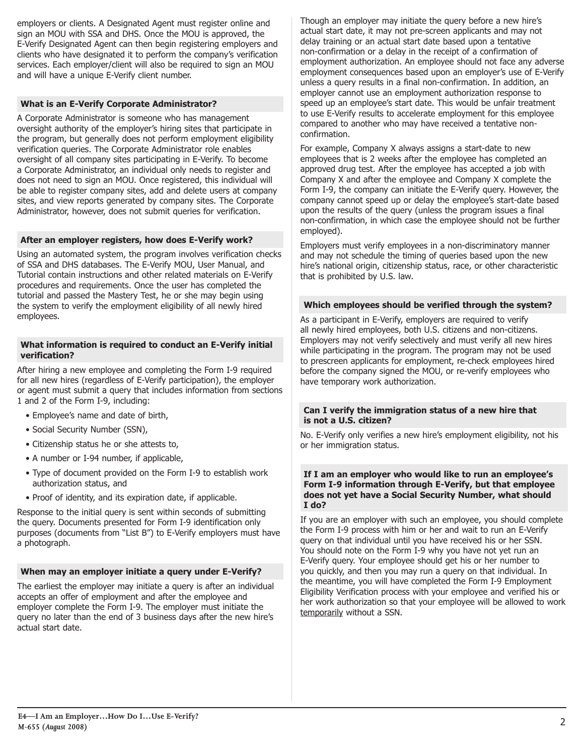employers or clients. A Designated Agent must register online and sign an MOU with SSA and DHS. Once the MOU is approved, the E-Verify Designated Agent can then begin registering employers and clients who have designated it to perform the company's verification services. Each employer/client will also be required to sign an MOU and will have a unique E-Verify client number.

### What is an E-Verify Corporate Administrator?

A Corporate Administrator is someone who has management oversight authority of the employer's hiring sites that participate in the program, but generally does not perform employment eligibility verification queries. The Corporate Administrator role enables oversight of all company sites participating in E-Verify. To become a Corporate Administrator, an individual only needs to register and does not need to sign an MOU. Once registered, this individual will be able to register company sites, add and delete users at company sites, and view reports generated by company sites. The Corporate Administrator, however, does not submit queries for verification.

### After an employer registers, how does E-Verify work?

Using an automated system, the program involves verification checks of SSA and DHS databases. The E-Verify MOU, User Manual, and Tutorial contain instructions and other related materials on E-Verify procedures and requirements. Once the user has completed the tutorial and passed the Mastery Test, he or she may begin using the system to verify the employment eligibility of all newly hired employees.

### What information is required to conduct an E-Verify initial verification?

After hiring a new employee and completing the Form I-9 required for all new hires (regardless of E-Verify participation), the employer or agent must submit a query that includes information from sections 1 and 2 of the Form I-9, including:

- Employee's name and date of birth,
- Social Security Number (SSN),
- Citizenship status he or she attests to,
- A number or I-94 number, if applicable,
- Type of document provided on the Form I-9 to establish work authorization status, and
- Proof of identity, and its expiration date, if applicable.

Response to the initial query is sent within seconds of submitting the query. Documents presented for Form I-9 identification only purposes (documents from "List B") to E-Verify employers must have a photograph.

### When may an employer initiate a query under E-Verify?

The earliest the employer may initiate a query is after an individual accepts an offer of employment and after the employee and employer complete the Form I-9. The employer must initiate the query no later than the end of 3 business days after the new hire's actual start date.

Though an employer may initiate the query before a new hire's actual start date, it may not pre-screen applicants and may not delay training or an actual start date based upon a tentative non-confirmation or a delay in the receipt of a confirmation of employment authorization. An employee should not face any adverse employment consequences based upon an employer's use of E-Verify unless a query results in a final non-confirmation. In addition, an employer cannot use an employment authorization response to speed up an employee's start date. This would be unfair treatment to use E-Verify results to accelerate employment for this employee compared to another who may have received a tentative non-confirmation.

For example, Company X always assigns a start-date to new employees that is 2 weeks after the employee has completed an approved drug test. After the employee has accepted a job with Company X and after the employee and Company X complete the Form I-9, the company can initiate the E-Verify query. However, the company cannot speed up or delay the employee's start-date based upon the results of the query (unless the program issues a final non-confirmation, in which case the employee should not be further employed).

Employers must verify employees in a non-discriminatory manner and may not schedule the timing of queries based upon the new hire's national origin, citizenship status, race, or other characteristic that is prohibited by U.S. law.

### Which employees should be verified through the system?

As a participant in E-Verify, employers are required to verify all newly hired employees, both U.S. citizens and non-citizens. Employers may not verify selectively and must verify all new hires while participating in the program. The program may not be used to prescreen applicants for employment, re-check employees hired before the company signed the MOU, or re-verify employees who have temporary work authorization.

### Can I verify the immigration status of a new hire that is not a U.S. citizen?

No. E-Verify only verifies a new hire's employment eligibility, not his or her immigration status.

### If I am an employer who would like to run an employee's Form I-9 information through E-Verify, but that employee does not yet have a Social Security Number, what should I do?

If you are an employer with such an employee, you should complete the Form I-9 process with him or her and wait to run an E-Verify query on that individual until you have received his or her SSN. You should note on the Form I-9 why you have not yet run an E-Verify query. Your employee should get his or her number to you quickly, and then you may run a query on that individual. In the meantime, you will have completed the Form I-9 Employment Eligibility Verification process with your employee and verified his or her work authorization so that your employee will be allowed to work <u>temporarily</u> without a SSN.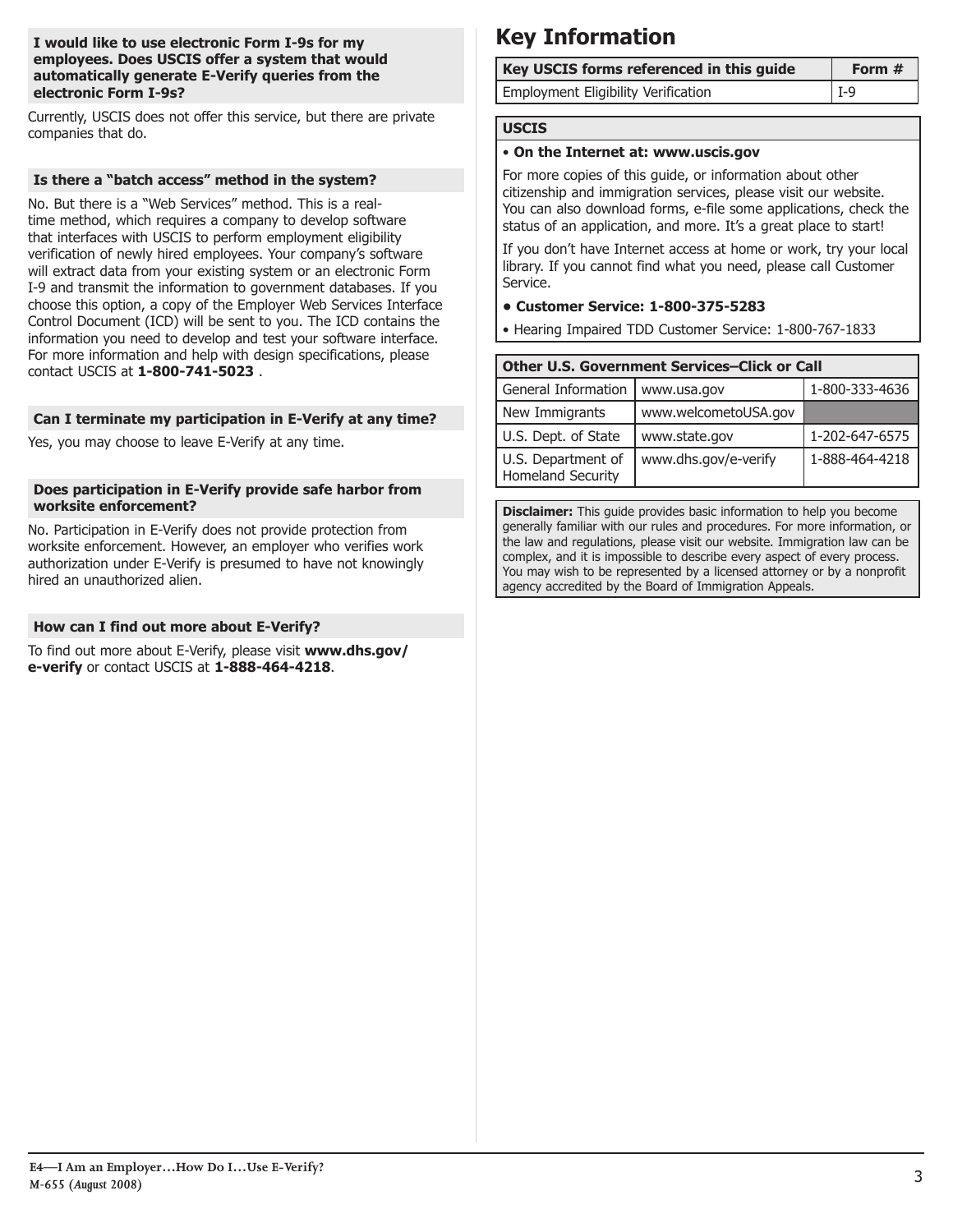### I would like to use electronic Form I-9s for my employees. Does USCIS offer a system that would automatically generate E-Verify queries from the electronic Form I-9s?

Currently, USCIS does not offer this service, but there are private companies that do.

### Is there a "batch access" method in the system?

No. But there is a "Web Services" method. This is a real-time method, which requires a company to develop software that interfaces with USCIS to perform employment eligibility verification of newly hired employees. Your company's software will extract data from your existing system or an electronic Form I-9 and transmit the information to government databases. If you choose this option, a copy of the Employer Web Services Interface Control Document (ICD) will be sent to you. The ICD contains the information you need to develop and test your software interface. For more information and help with design specifications, please contact USCIS at **1-800-741-5023** .

### Can I terminate my participation in E-Verify at any time?

Yes, you may choose to leave E-Verify at any time.

### Does participation in E-Verify provide safe harbor from worksite enforcement?

No. Participation in E-Verify does not provide protection from worksite enforcement. However, an employer who verifies work authorization under E-Verify is presumed to have not knowingly hired an unauthorized alien.

### How can I find out more about E-Verify?

To find out more about E-Verify, please visit **www.dhs.gov/e-verify** or contact USCIS at **1-888-464-4218**.

# Key Information

| Key USCIS forms referenced in this guide | Form # |
|---|---|
| Employment Eligibility Verification | I-9 |

**USCIS**

- **On the Internet at: www.uscis.gov**

For more copies of this guide, or information about other citizenship and immigration services, please visit our website. You can also download forms, e-file some applications, check the status of an application, and more. It's a great place to start!

If you don't have Internet access at home or work, try your local library. If you cannot find what you need, please call Customer Service.

- **Customer Service: 1-800-375-5283**
- Hearing Impaired TDD Customer Service: 1-800-767-1833

| Other U.S. Government Services–Click or Call | | |
|---|---|---|
| General Information | www.usa.gov | 1-800-333-4636 |
| New Immigrants | www.welcometoUSA.gov | |
| U.S. Dept. of State | www.state.gov | 1-202-647-6575 |
| U.S. Department of Homeland Security | www.dhs.gov/e-verify | 1-888-464-4218 |

**Disclaimer:** This guide provides basic information to help you become generally familiar with our rules and procedures. For more information, or the law and regulations, please visit our website. Immigration law can be complex, and it is impossible to describe every aspect of every process. You may wish to be represented by a licensed attorney or by a nonprofit agency accredited by the Board of Immigration Appeals.